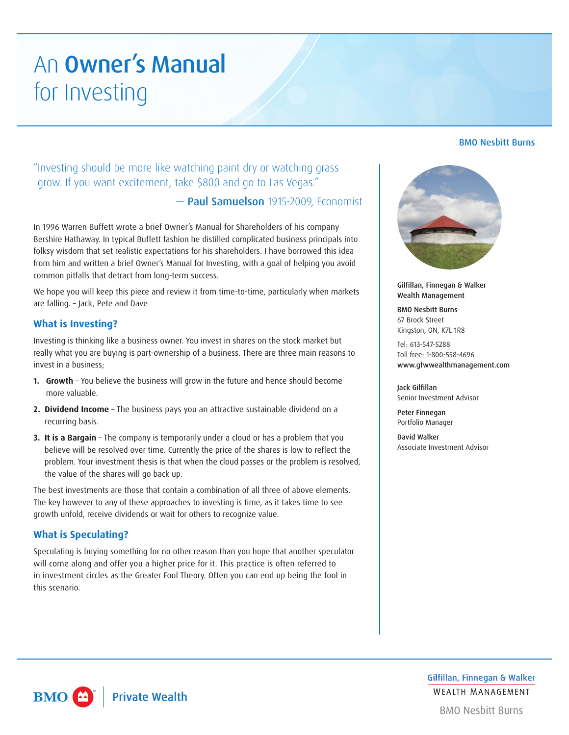# An **Owner's Manual** for Investing

BMO Nesbitt Burns

> "Investing should be more like watching paint dry or watching grass grow. If you want excitement, take $800 and go to Las Vegas."
>
> — **Paul Samuelson** 1915-2009, Economist

In 1996 Warren Buffett wrote a brief Owner's Manual for Shareholders of his company Bershire Hathaway. In typical Buffett fashion he distilled complicated business principals into folksy wisdom that set realistic expectations for his shareholders. I have borrowed this idea from him and written a brief Owner's Manual for Investing, with a goal of helping you avoid common pitfalls that detract from long-term success.

We hope you will keep this piece and review it from time-to-time, particularly when markets are falling. – Jack, Pete and Dave

## What is Investing?

Investing is thinking like a business owner. You invest in shares on the stock market but really what you are buying is part-ownership of a business. There are three main reasons to invest in a business;

1. **Growth** – You believe the business will grow in the future and hence should become more valuable.
2. **Dividend Income** – The business pays you an attractive sustainable dividend on a recurring basis.
3. **It is a Bargain** – The company is temporarily under a cloud or has a problem that you believe will be resolved over time. Currently the price of the shares is low to reflect the problem. Your investment thesis is that when the cloud passes or the problem is resolved, the value of the shares will go back up.

The best investments are those that contain a combination of all three of above elements. The key however to any of these approaches to investing is time, as it takes time to see growth unfold, receive dividends or wait for others to recognize value.

## What is Speculating?

Speculating is buying something for no other reason than you hope that another speculator will come along and offer you a higher price for it. This practice is often referred to in investment circles as the Greater Fool Theory. Often you can end up being the fool in this scenario.

---

**Gilfillan, Finnegan & Walker Wealth Management**

**BMO Nesbitt Burns**
67 Brock Street
Kingston, ON, K7L 1R8

Tel: 613-547-5288
Toll free: 1-800-558-4696
**www.gfwwealthmanagement.com**

**Jack Gilfillan**
Senior Investment Advisor

**Peter Finnegan**
Portfolio Manager

**David Walker**
Associate Investment Advisor

---

BMO Private Wealth

Gilfillan, Finnegan & Walker
WEALTH MANAGEMENT
BMO Nesbitt Burns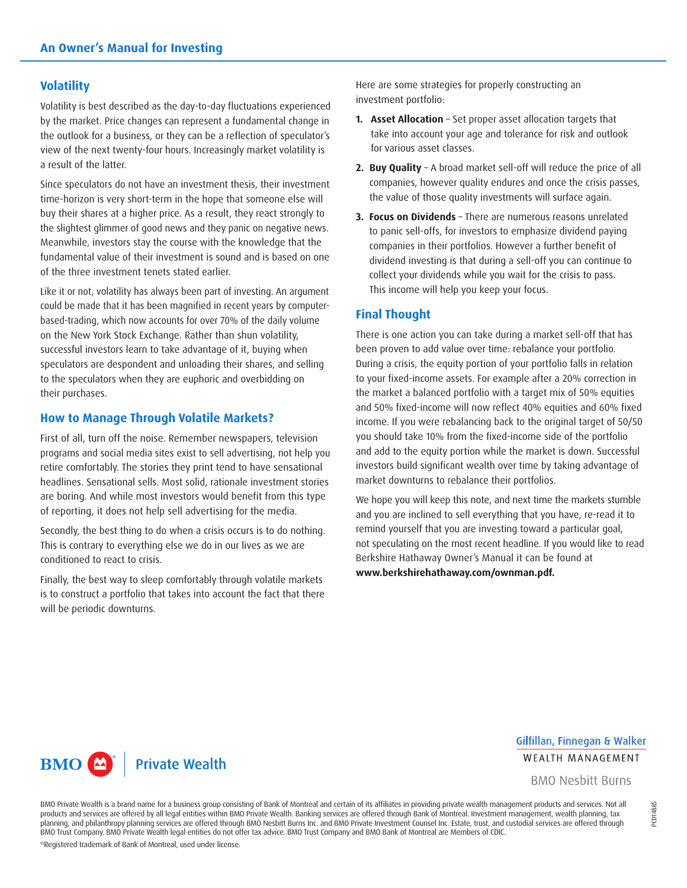## Volatility

Volatility is best described as the day-to-day fluctuations experienced by the market. Price changes can represent a fundamental change in the outlook for a business, or they can be a reflection of speculator's view of the next twenty-four hours. Increasingly market volatility is a result of the latter.

Since speculators do not have an investment thesis, their investment time-horizon is very short-term in the hope that someone else will buy their shares at a higher price. As a result, they react strongly to the slightest glimmer of good news and they panic on negative news. Meanwhile, investors stay the course with the knowledge that the fundamental value of their investment is sound and is based on one of the three investment tenets stated earlier.

Like it or not, volatility has always been part of investing. An argument could be made that it has been magnified in recent years by computer-based-trading, which now accounts for over 70% of the daily volume on the New York Stock Exchange. Rather than shun volatility, successful investors learn to take advantage of it, buying when speculators are despondent and unloading their shares, and selling to the speculators when they are euphoric and overbidding on their purchases.

## How to Manage Through Volatile Markets?

First of all, turn off the noise. Remember newspapers, television programs and social media sites exist to sell advertising, not help you retire comfortably. The stories they print tend to have sensational headlines. Sensational sells. Most solid, rationale investment stories are boring. And while most investors would benefit from this type of reporting, it does not help sell advertising for the media.

Secondly, the best thing to do when a crisis occurs is to do nothing. This is contrary to everything else we do in our lives as we are conditioned to react to crisis.

Finally, the best way to sleep comfortably through volatile markets is to construct a portfolio that takes into account the fact that there will be periodic downturns.

Here are some strategies for properly constructing an investment portfolio:

1. **Asset Allocation** – Set proper asset allocation targets that take into account your age and tolerance for risk and outlook for various asset classes.
2. **Buy Quality** – A broad market sell-off will reduce the price of all companies, however quality endures and once the crisis passes, the value of those quality investments will surface again.
3. **Focus on Dividends** – There are numerous reasons unrelated to panic sell-offs, for investors to emphasize dividend paying companies in their portfolios. However a further benefit of dividend investing is that during a sell-off you can continue to collect your dividends while you wait for the crisis to pass. This income will help you keep your focus.

## Final Thought

There is one action you can take during a market sell-off that has been proven to add value over time: rebalance your portfolio. During a crisis, the equity portion of your portfolio falls in relation to your fixed-income assets. For example after a 20% correction in the market a balanced portfolio with a target mix of 50% equities and 50% fixed-income will now reflect 40% equities and 60% fixed income. If you were rebalancing back to the original target of 50/50 you should take 10% from the fixed-income side of the portfolio and add to the equity portion while the market is down. Successful investors build significant wealth over time by taking advantage of market downturns to rebalance their portfolios.

We hope you will keep this note, and next time the markets stumble and you are inclined to sell everything that you have, re-read it to remind yourself that you are investing toward a particular goal, not speculating on the most recent headline. If you would like to read Berkshire Hathaway Owner's Manual it can be found at **www.berkshirehathaway.com/ownman.pdf.**

BMO Private Wealth

Gilfillan, Finnegan & Walker
WEALTH MANAGEMENT

BMO Nesbitt Burns

BMO Private Wealth is a brand name for a business group consisting of Bank of Montreal and certain of its affiliates in providing private wealth management products and services. Not all products and services are offered by all legal entities within BMO Private Wealth. Banking services are offered through Bank of Montreal. Investment management, wealth planning, tax planning, and philanthropy planning services are offered through BMO Nesbitt Burns Inc. and BMO Private Investment Counsel Inc. Estate, trust, and custodial services are offered through BMO Trust Company. BMO Private Wealth legal entities do not offer tax advice. BMO Trust Company and BMO Bank of Montreal are Members of CDIC.

®Registered trademark of Bank of Montreal, used under license.

PC014885